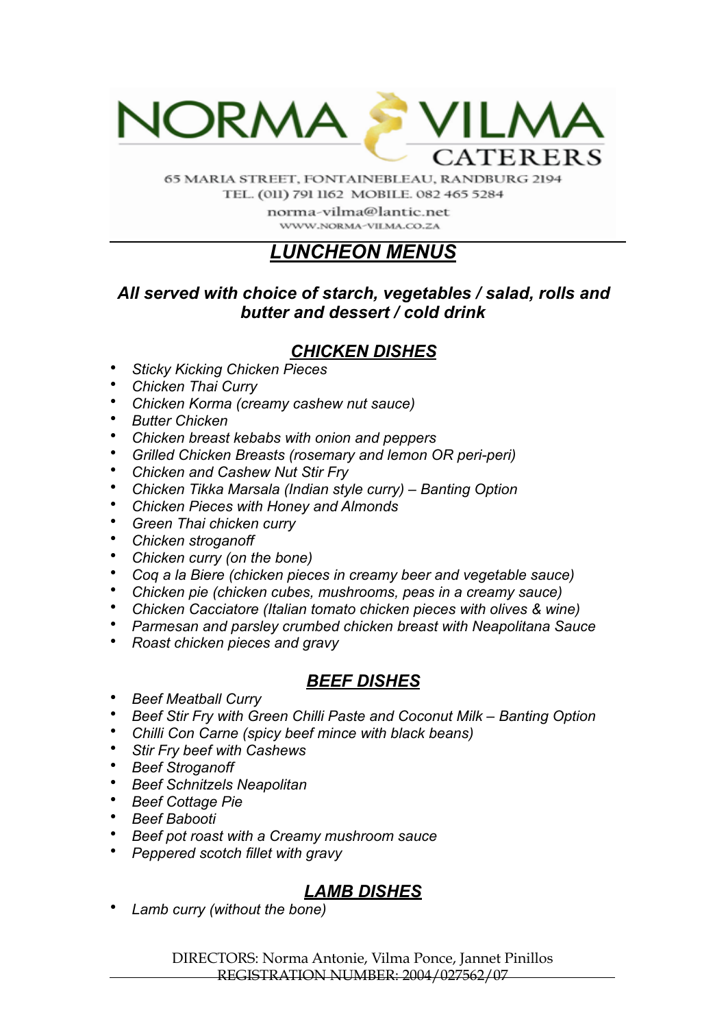NORMA & VILMA CATERERS

65 MARIA STREET, FONTAINEBLEAU, RANDBURG 2194
TEL. (011) 791 1162 MOBILE. 082 465 5284
norma-vilma@lantic.net
WWW.NORMA-VILMA.CO.ZA

# *LUNCHEON MENUS*

### *All served with choice of starch, vegetables / salad, rolls and butter and dessert / cold drink*

## *CHICKEN DISHES*

- *Sticky Kicking Chicken Pieces*
- *Chicken Thai Curry*
- *Chicken Korma (creamy cashew nut sauce)*
- *Butter Chicken*
- *Chicken breast kebabs with onion and peppers*
- *Grilled Chicken Breasts (rosemary and lemon OR peri-peri)*
- *Chicken and Cashew Nut Stir Fry*
- *Chicken Tikka Marsala (Indian style curry) – Banting Option*
- *Chicken Pieces with Honey and Almonds*
- *Green Thai chicken curry*
- *Chicken stroganoff*
- *Chicken curry (on the bone)*
- *Coq a la Biere (chicken pieces in creamy beer and vegetable sauce)*
- *Chicken pie (chicken cubes, mushrooms, peas in a creamy sauce)*
- *Chicken Cacciatore (Italian tomato chicken pieces with olives & wine)*
- *Parmesan and parsley crumbed chicken breast with Neapolitana Sauce*
- *Roast chicken pieces and gravy*

## *BEEF DISHES*

- *Beef Meatball Curry*
- *Beef Stir Fry with Green Chilli Paste and Coconut Milk – Banting Option*
- *Chilli Con Carne (spicy beef mince with black beans)*
- *Stir Fry beef with Cashews*
- *Beef Stroganoff*
- *Beef Schnitzels Neapolitan*
- *Beef Cottage Pie*
- *Beef Babooti*
- *Beef pot roast with a Creamy mushroom sauce*
- *Peppered scotch fillet with gravy*

## *LAMB DISHES*

- *Lamb curry (without the bone)*

DIRECTORS: Norma Antonie, Vilma Ponce, Jannet Pinillos
REGISTRATION NUMBER: 2004/027562/07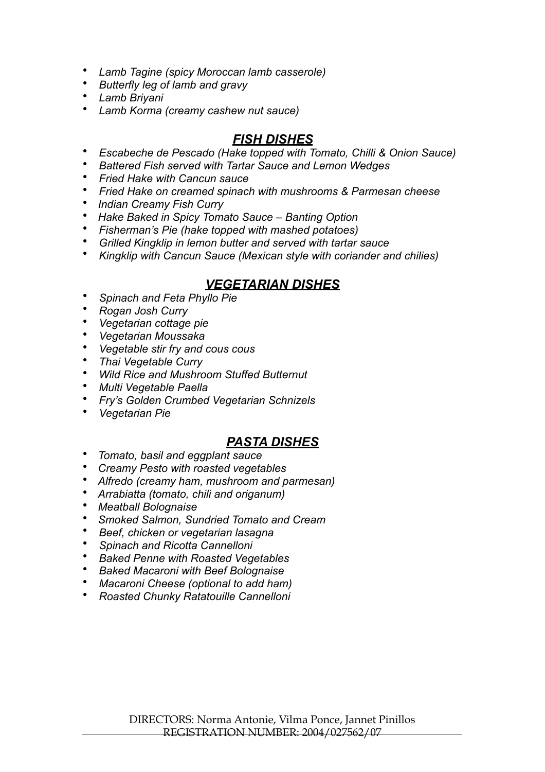- *Lamb Tagine (spicy Moroccan lamb casserole)*
- *Butterfly leg of lamb and gravy*
- *Lamb Briyani*
- *Lamb Korma (creamy cashew nut sauce)*

## ***FISH DISHES***

- *Escabeche de Pescado (Hake topped with Tomato, Chilli & Onion Sauce)*
- *Battered Fish served with Tartar Sauce and Lemon Wedges*
- *Fried Hake with Cancun sauce*
- *Fried Hake on creamed spinach with mushrooms & Parmesan cheese*
- *Indian Creamy Fish Curry*
- *Hake Baked in Spicy Tomato Sauce – Banting Option*
- *Fisherman's Pie (hake topped with mashed potatoes)*
- *Grilled Kingklip in lemon butter and served with tartar sauce*
- *Kingklip with Cancun Sauce (Mexican style with coriander and chilies)*

## ***VEGETARIAN DISHES***

- *Spinach and Feta Phyllo Pie*
- *Rogan Josh Curry*
- *Vegetarian cottage pie*
- *Vegetarian Moussaka*
- *Vegetable stir fry and cous cous*
- *Thai Vegetable Curry*
- *Wild Rice and Mushroom Stuffed Butternut*
- *Multi Vegetable Paella*
- *Fry's Golden Crumbed Vegetarian Schnizels*
- *Vegetarian Pie*

## ***PASTA DISHES***

- *Tomato, basil and eggplant sauce*
- *Creamy Pesto with roasted vegetables*
- *Alfredo (creamy ham, mushroom and parmesan)*
- *Arrabiatta (tomato, chili and origanum)*
- *Meatball Bolognaise*
- *Smoked Salmon, Sundried Tomato and Cream*
- *Beef, chicken or vegetarian lasagna*
- *Spinach and Ricotta Cannelloni*
- *Baked Penne with Roasted Vegetables*
- *Baked Macaroni with Beef Bolognaise*
- *Macaroni Cheese (optional to add ham)*
- *Roasted Chunky Ratatouille Cannelloni*